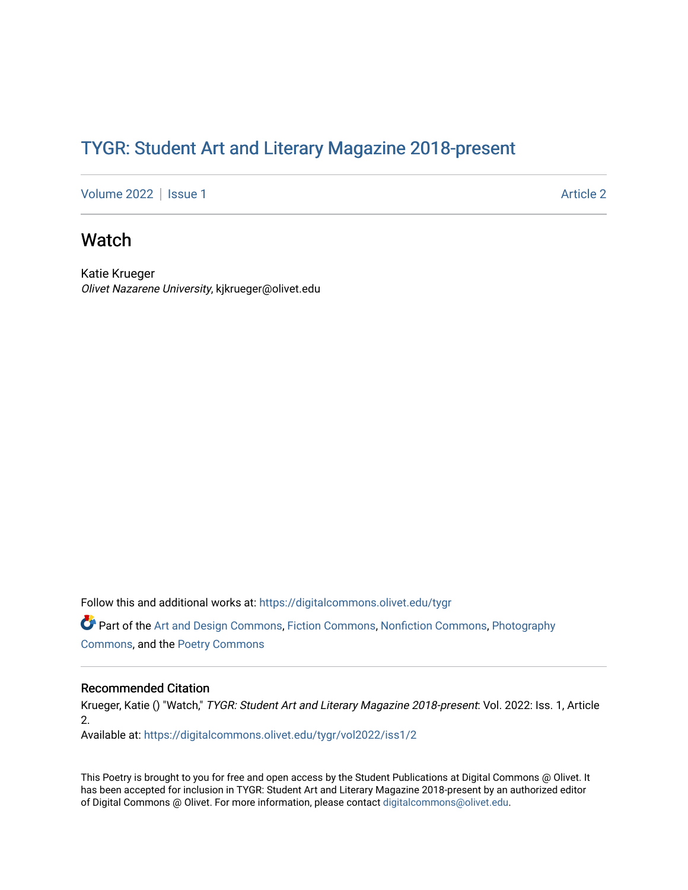# TYGR: Student Art and Literary Magazine 2018-present

Volume 2022 | Issue 1 Article 2

## Watch

Katie Krueger
*Olivet Nazarene University*, kjkrueger@olivet.edu

Follow this and additional works at: https://digitalcommons.olivet.edu/tygr

Part of the Art and Design Commons, Fiction Commons, Nonfiction Commons, Photography Commons, and the Poetry Commons

### Recommended Citation

Krueger, Katie () "Watch," *TYGR: Student Art and Literary Magazine 2018-present*: Vol. 2022: Iss. 1, Article 2.
Available at: https://digitalcommons.olivet.edu/tygr/vol2022/iss1/2

This Poetry is brought to you for free and open access by the Student Publications at Digital Commons @ Olivet. It has been accepted for inclusion in TYGR: Student Art and Literary Magazine 2018-present by an authorized editor of Digital Commons @ Olivet. For more information, please contact digitalcommons@olivet.edu.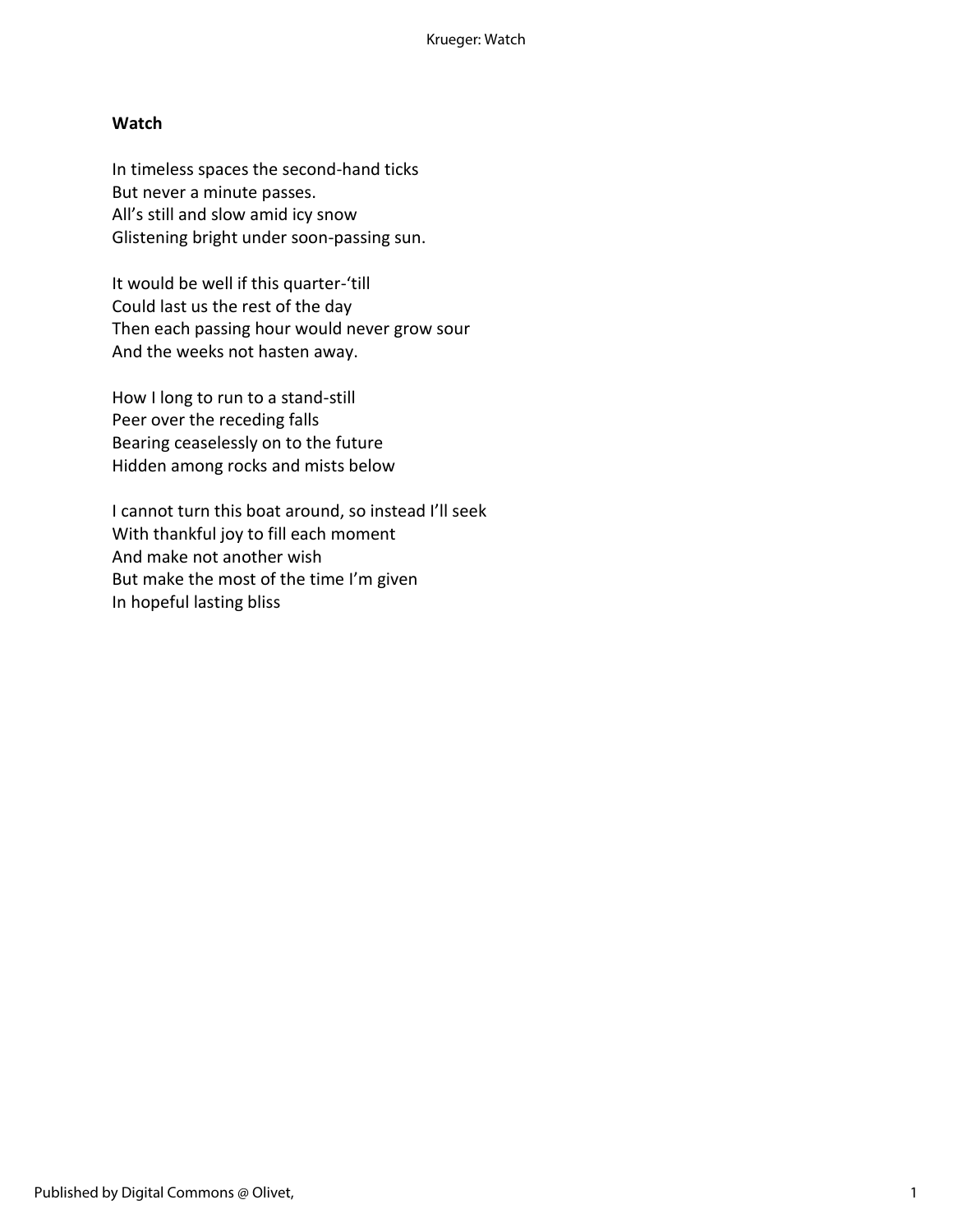**Watch**

In timeless spaces the second-hand ticks  
But never a minute passes.  
All's still and slow amid icy snow  
Glistening bright under soon-passing sun.

It would be well if this quarter-'till  
Could last us the rest of the day  
Then each passing hour would never grow sour  
And the weeks not hasten away.

How I long to run to a stand-still  
Peer over the receding falls  
Bearing ceaselessly on to the future  
Hidden among rocks and mists below

I cannot turn this boat around, so instead I'll seek  
With thankful joy to fill each moment  
And make not another wish  
But make the most of the time I'm given  
In hopeful lasting bliss